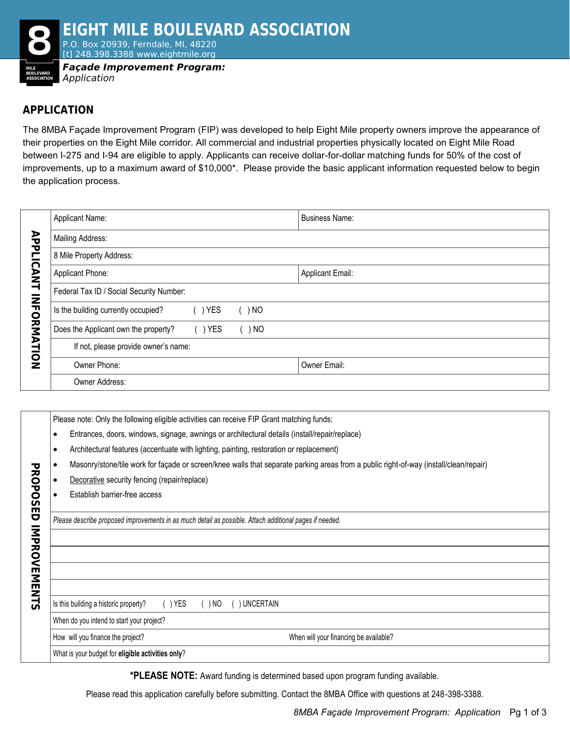# EIGHT MILE BOULEVARD ASSOCIATION

P.O. Box 20939, Ferndale, MI, 48220
[t] 248.398.3388 www.eightmile.org

***Façade Improvement Program:***
*Application*

## APPLICATION

The 8MBA Façade Improvement Program (FIP) was developed to help Eight Mile property owners improve the appearance of their properties on the Eight Mile corridor. All commercial and industrial properties physically located on Eight Mile Road between I-275 and I-94 are eligible to apply. Applicants can receive dollar-for-dollar matching funds for 50% of the cost of improvements, up to a maximum award of $10,000*. Please provide the basic applicant information requested below to begin the application process.

**APPLICANT INFORMATION**

| | |
|---|---|
| Applicant Name: | Business Name: |
| Mailing Address: | |
| 8 Mile Property Address: | |
| Applicant Phone: | Applicant Email: |
| Federal Tax ID / Social Security Number: | |
| Is the building currently occupied? ( ) YES ( ) NO | |
| Does the Applicant own the property? ( ) YES ( ) NO | |
| If not, please provide owner's name: | |
| Owner Phone: | Owner Email: |
| Owner Address: | |

**PROPOSED IMPROVEMENTS**

Please note: Only the following eligible activities can receive FIP Grant matching funds:

- Entrances, doors, windows, signage, awnings or architectural details (install/repair/replace)
- Architectural features (accentuate with lighting, painting, restoration or replacement)
- Masonry/stone/tile work for façade or screen/knee walls that separate parking areas from a public right-of-way (install/clean/repair)
- Decorative security fencing (repair/replace)
- Establish barrier-free access

*Please describe proposed improvements in as much detail as possible. Attach additional pages if needed.*

| | |
|---|---|
| | |
| | |
| | |
| | |
| Is this building a historic property? ( ) YES ( ) NO ( ) UNCERTAIN | |
| When do you intend to start your project? | |
| How will you finance the project? | When will your financing be available? |
| What is your budget for **eligible activities only**? | |

**\*PLEASE NOTE:** Award funding is determined based upon program funding available.

Please read this application carefully before submitting. Contact the 8MBA Office with questions at 248-398-3388.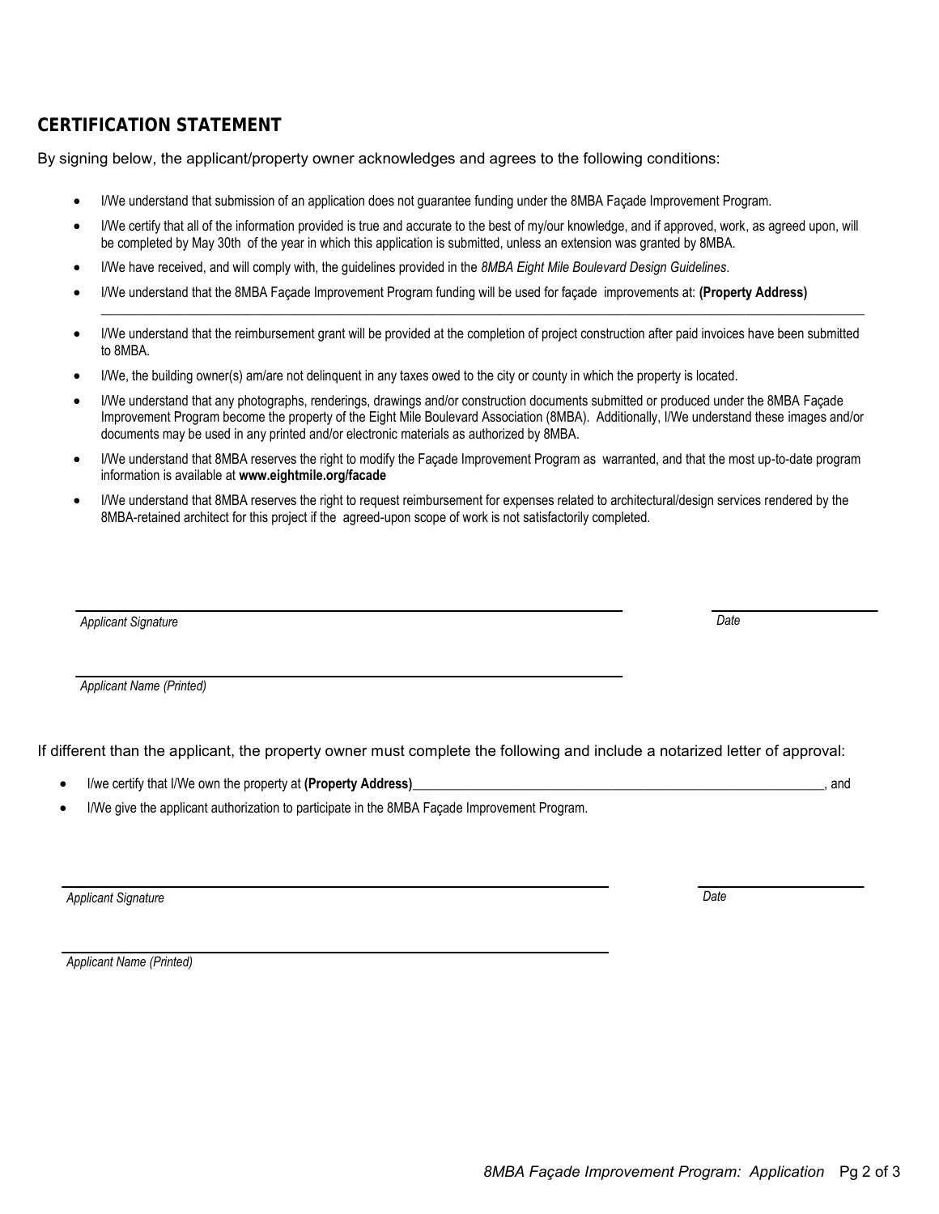## CERTIFICATION STATEMENT

By signing below, the applicant/property owner acknowledges and agrees to the following conditions:

- I/We understand that submission of an application does not guarantee funding under the 8MBA Façade Improvement Program.
- I/We certify that all of the information provided is true and accurate to the best of my/our knowledge, and if approved, work, as agreed upon, will be completed by May 30th of the year in which this application is submitted, unless an extension was granted by 8MBA.
- I/We have received, and will comply with, the guidelines provided in the *8MBA Eight Mile Boulevard Design Guidelines*.
- I/We understand that the 8MBA Façade Improvement Program funding will be used for façade improvements at: **(Property Address)** ______________________________________________________________________________
- I/We understand that the reimbursement grant will be provided at the completion of project construction after paid invoices have been submitted to 8MBA.
- I/We, the building owner(s) am/are not delinquent in any taxes owed to the city or county in which the property is located.
- I/We understand that any photographs, renderings, drawings and/or construction documents submitted or produced under the 8MBA Façade Improvement Program become the property of the Eight Mile Boulevard Association (8MBA). Additionally, I/We understand these images and/or documents may be used in any printed and/or electronic materials as authorized by 8MBA.
- I/We understand that 8MBA reserves the right to modify the Façade Improvement Program as warranted, and that the most up-to-date program information is available at **www.eightmile.org/facade**
- I/We understand that 8MBA reserves the right to request reimbursement for expenses related to architectural/design services rendered by the 8MBA-retained architect for this project if the agreed-upon scope of work is not satisfactorily completed.

______________________________________________ ____________________

*Applicant Signature* *Date*

______________________________________________

*Applicant Name (Printed)*

If different than the applicant, the property owner must complete the following and include a notarized letter of approval:

- I/we certify that I/We own the property at **(Property Address)**______________________________________________, and
- I/We give the applicant authorization to participate in the 8MBA Façade Improvement Program.

______________________________________________ ____________________

*Applicant Signature* *Date*

______________________________________________

*Applicant Name (Printed)*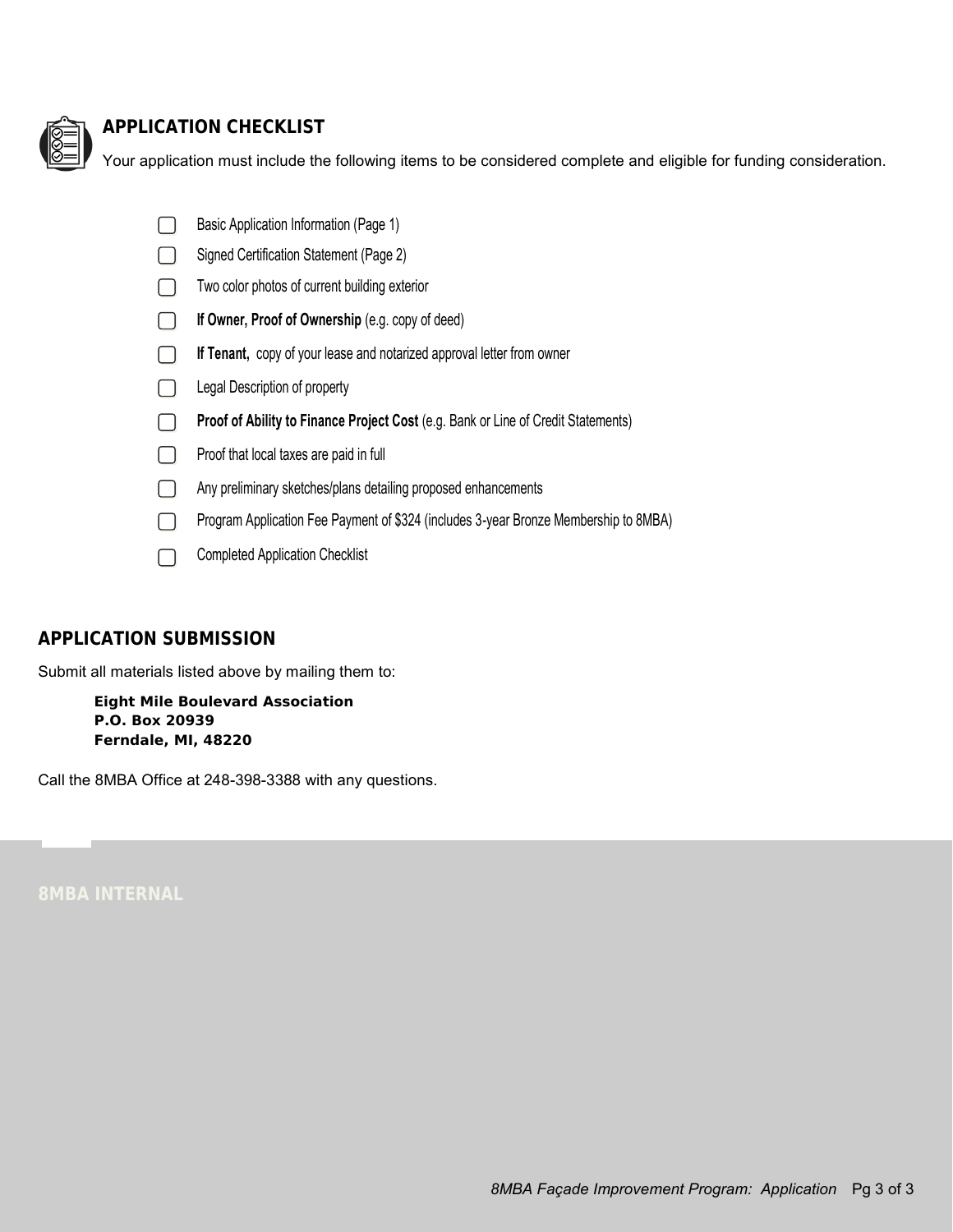## APPLICATION CHECKLIST

Your application must include the following items to be considered complete and eligible for funding consideration.

- [ ] Basic Application Information (Page 1)
- [ ] Signed Certification Statement (Page 2)
- [ ] Two color photos of current building exterior
- [ ] **If Owner, Proof of Ownership** (e.g. copy of deed)
- [ ] **If Tenant,** copy of your lease and notarized approval letter from owner
- [ ] Legal Description of property
- [ ] **Proof of Ability to Finance Project Cost** (e.g. Bank or Line of Credit Statements)
- [ ] Proof that local taxes are paid in full
- [ ] Any preliminary sketches/plans detailing proposed enhancements
- [ ] Program Application Fee Payment of $324 (includes 3-year Bronze Membership to 8MBA)
- [ ] Completed Application Checklist

## APPLICATION SUBMISSION

Submit all materials listed above by mailing them to:

**Eight Mile Boulevard Association**
**P.O. Box 20939**
**Ferndale, MI, 48220**

Call the 8MBA Office at 248-398-3388 with any questions.

**8MBA INTERNAL**